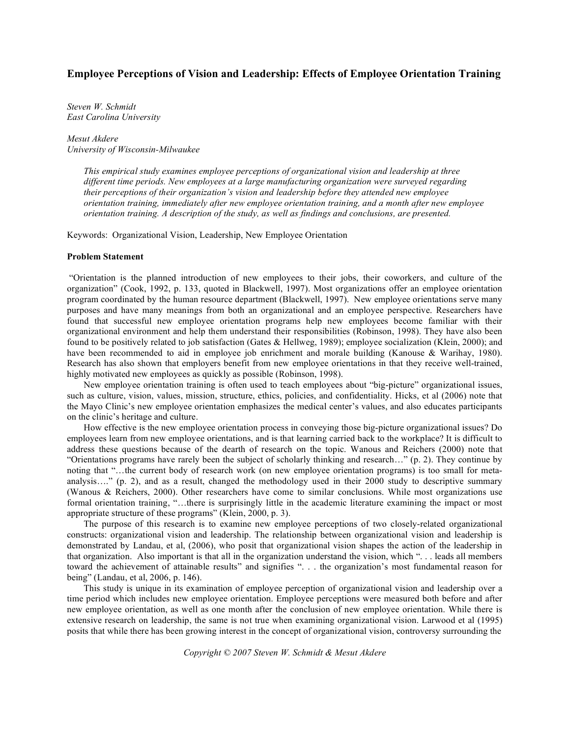# Employee Perceptions of Vision and Leadership: Effects of Employee Orientation Training

*Steven W. Schmidt*
*East Carolina University*

*Mesut Akdere*
*University of Wisconsin-Milwaukee*

*This empirical study examines employee perceptions of organizational vision and leadership at three different time periods. New employees at a large manufacturing organization were surveyed regarding their perceptions of their organization's vision and leadership before they attended new employee orientation training, immediately after new employee orientation training, and a month after new employee orientation training. A description of the study, as well as findings and conclusions, are presented.*

Keywords: Organizational Vision, Leadership, New Employee Orientation

## Problem Statement

"Orientation is the planned introduction of new employees to their jobs, their coworkers, and culture of the organization" (Cook, 1992, p. 133, quoted in Blackwell, 1997). Most organizations offer an employee orientation program coordinated by the human resource department (Blackwell, 1997). New employee orientations serve many purposes and have many meanings from both an organizational and an employee perspective. Researchers have found that successful new employee orientation programs help new employees become familiar with their organizational environment and help them understand their responsibilities (Robinson, 1998). They have also been found to be positively related to job satisfaction (Gates & Hellweg, 1989); employee socialization (Klein, 2000); and have been recommended to aid in employee job enrichment and morale building (Kanouse & Warihay, 1980). Research has also shown that employers benefit from new employee orientations in that they receive well-trained, highly motivated new employees as quickly as possible (Robinson, 1998).

New employee orientation training is often used to teach employees about "big-picture" organizational issues, such as culture, vision, values, mission, structure, ethics, policies, and confidentiality. Hicks, et al (2006) note that the Mayo Clinic's new employee orientation emphasizes the medical center's values, and also educates participants on the clinic's heritage and culture.

How effective is the new employee orientation process in conveying those big-picture organizational issues? Do employees learn from new employee orientations, and is that learning carried back to the workplace? It is difficult to address these questions because of the dearth of research on the topic. Wanous and Reichers (2000) note that "Orientations programs have rarely been the subject of scholarly thinking and research…" (p. 2). They continue by noting that "…the current body of research work (on new employee orientation programs) is too small for meta-analysis…." (p. 2), and as a result, changed the methodology used in their 2000 study to descriptive summary (Wanous & Reichers, 2000). Other researchers have come to similar conclusions. While most organizations use formal orientation training, "…there is surprisingly little in the academic literature examining the impact or most appropriate structure of these programs" (Klein, 2000, p. 3).

The purpose of this research is to examine new employee perceptions of two closely-related organizational constructs: organizational vision and leadership. The relationship between organizational vision and leadership is demonstrated by Landau, et al, (2006), who posit that organizational vision shapes the action of the leadership in that organization. Also important is that all in the organization understand the vision, which ". . . leads all members toward the achievement of attainable results" and signifies ". . . the organization's most fundamental reason for being" (Landau, et al, 2006, p. 146).

This study is unique in its examination of employee perception of organizational vision and leadership over a time period which includes new employee orientation. Employee perceptions were measured both before and after new employee orientation, as well as one month after the conclusion of new employee orientation. While there is extensive research on leadership, the same is not true when examining organizational vision. Larwood et al (1995) posits that while there has been growing interest in the concept of organizational vision, controversy surrounding the

*Copyright © 2007 Steven W. Schmidt & Mesut Akdere*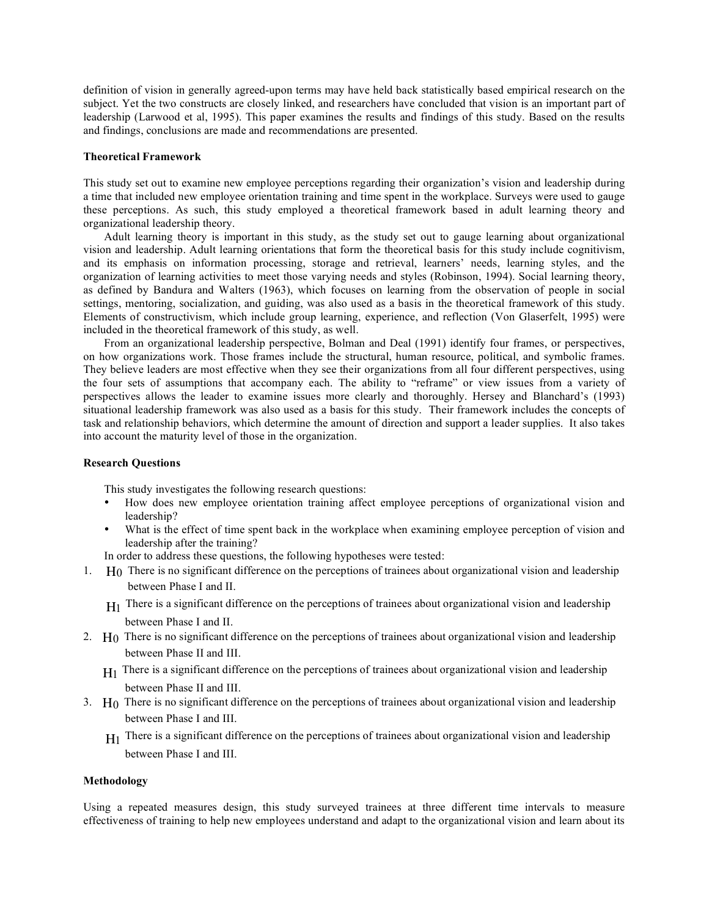definition of vision in generally agreed-upon terms may have held back statistically based empirical research on the subject. Yet the two constructs are closely linked, and researchers have concluded that vision is an important part of leadership (Larwood et al, 1995). This paper examines the results and findings of this study. Based on the results and findings, conclusions are made and recommendations are presented.

### Theoretical Framework

This study set out to examine new employee perceptions regarding their organization's vision and leadership during a time that included new employee orientation training and time spent in the workplace. Surveys were used to gauge these perceptions. As such, this study employed a theoretical framework based in adult learning theory and organizational leadership theory.

Adult learning theory is important in this study, as the study set out to gauge learning about organizational vision and leadership. Adult learning orientations that form the theoretical basis for this study include cognitivism, and its emphasis on information processing, storage and retrieval, learners' needs, learning styles, and the organization of learning activities to meet those varying needs and styles (Robinson, 1994). Social learning theory, as defined by Bandura and Walters (1963), which focuses on learning from the observation of people in social settings, mentoring, socialization, and guiding, was also used as a basis in the theoretical framework of this study. Elements of constructivism, which include group learning, experience, and reflection (Von Glaserfelt, 1995) were included in the theoretical framework of this study, as well.

From an organizational leadership perspective, Bolman and Deal (1991) identify four frames, or perspectives, on how organizations work. Those frames include the structural, human resource, political, and symbolic frames. They believe leaders are most effective when they see their organizations from all four different perspectives, using the four sets of assumptions that accompany each. The ability to "reframe" or view issues from a variety of perspectives allows the leader to examine issues more clearly and thoroughly. Hersey and Blanchard's (1993) situational leadership framework was also used as a basis for this study. Their framework includes the concepts of task and relationship behaviors, which determine the amount of direction and support a leader supplies. It also takes into account the maturity level of those in the organization.

### Research Questions

This study investigates the following research questions:

- How does new employee orientation training affect employee perceptions of organizational vision and leadership?
- What is the effect of time spent back in the workplace when examining employee perception of vision and leadership after the training?

In order to address these questions, the following hypotheses were tested:

1. $H_0$ There is no significant difference on the perceptions of trainees about organizational vision and leadership between Phase I and II.

   $H_1$ There is a significant difference on the perceptions of trainees about organizational vision and leadership between Phase I and II.

2. $H_0$ There is no significant difference on the perceptions of trainees about organizational vision and leadership between Phase II and III.

   $H_1$ There is a significant difference on the perceptions of trainees about organizational vision and leadership between Phase II and III.

3. $H_0$ There is no significant difference on the perceptions of trainees about organizational vision and leadership between Phase I and III.

   $H_1$ There is a significant difference on the perceptions of trainees about organizational vision and leadership between Phase I and III.

### Methodology

Using a repeated measures design, this study surveyed trainees at three different time intervals to measure effectiveness of training to help new employees understand and adapt to the organizational vision and learn about its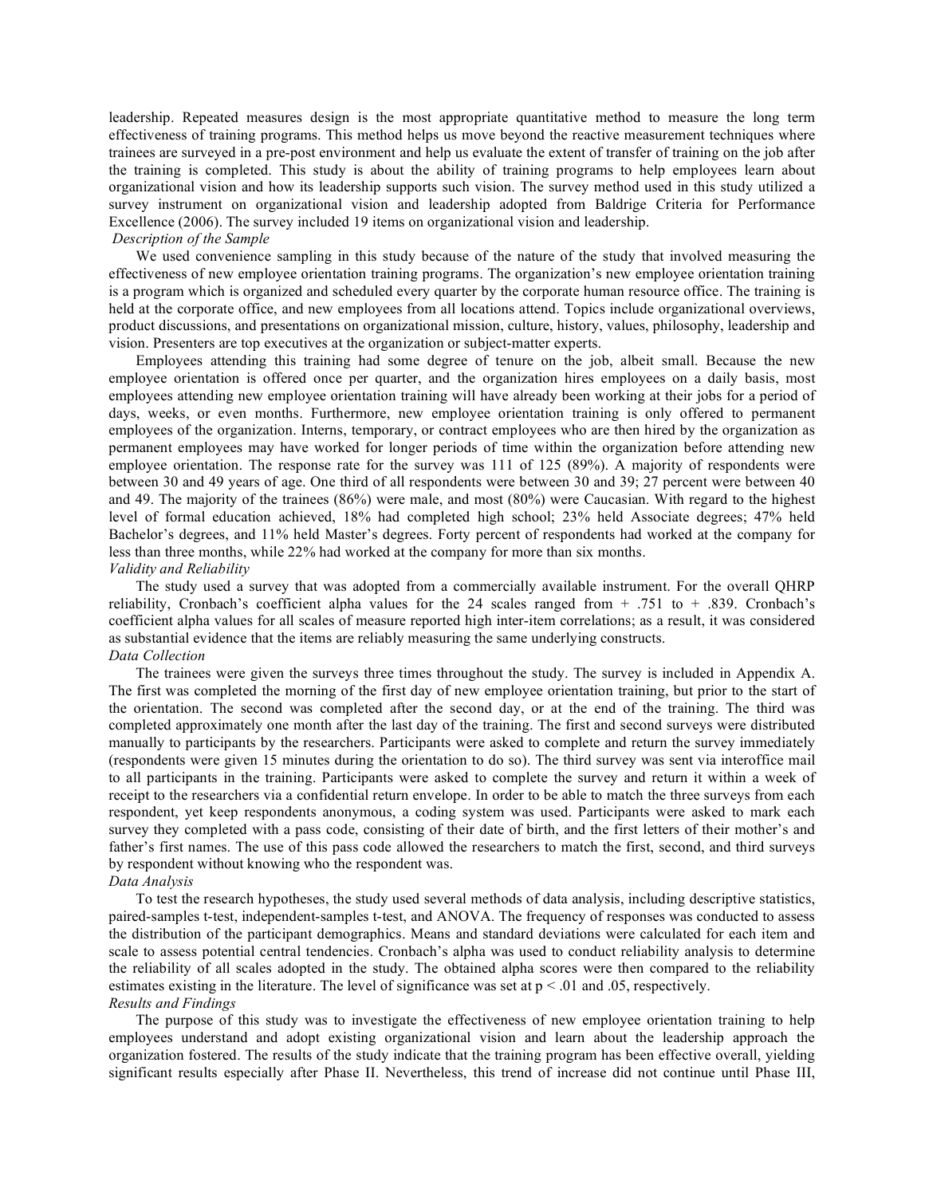leadership. Repeated measures design is the most appropriate quantitative method to measure the long term effectiveness of training programs. This method helps us move beyond the reactive measurement techniques where trainees are surveyed in a pre-post environment and help us evaluate the extent of transfer of training on the job after the training is completed. This study is about the ability of training programs to help employees learn about organizational vision and how its leadership supports such vision. The survey method used in this study utilized a survey instrument on organizational vision and leadership adopted from Baldrige Criteria for Performance Excellence (2006). The survey included 19 items on organizational vision and leadership.

*Description of the Sample*

We used convenience sampling in this study because of the nature of the study that involved measuring the effectiveness of new employee orientation training programs. The organization's new employee orientation training is a program which is organized and scheduled every quarter by the corporate human resource office. The training is held at the corporate office, and new employees from all locations attend. Topics include organizational overviews, product discussions, and presentations on organizational mission, culture, history, values, philosophy, leadership and vision. Presenters are top executives at the organization or subject-matter experts.

Employees attending this training had some degree of tenure on the job, albeit small. Because the new employee orientation is offered once per quarter, and the organization hires employees on a daily basis, most employees attending new employee orientation training will have already been working at their jobs for a period of days, weeks, or even months. Furthermore, new employee orientation training is only offered to permanent employees of the organization. Interns, temporary, or contract employees who are then hired by the organization as permanent employees may have worked for longer periods of time within the organization before attending new employee orientation. The response rate for the survey was 111 of 125 (89%). A majority of respondents were between 30 and 49 years of age. One third of all respondents were between 30 and 39; 27 percent were between 40 and 49. The majority of the trainees (86%) were male, and most (80%) were Caucasian. With regard to the highest level of formal education achieved, 18% had completed high school; 23% held Associate degrees; 47% held Bachelor's degrees, and 11% held Master's degrees. Forty percent of respondents had worked at the company for less than three months, while 22% had worked at the company for more than six months.

*Validity and Reliability*

The study used a survey that was adopted from a commercially available instrument. For the overall QHRP reliability, Cronbach's coefficient alpha values for the 24 scales ranged from + .751 to + .839. Cronbach's coefficient alpha values for all scales of measure reported high inter-item correlations; as a result, it was considered as substantial evidence that the items are reliably measuring the same underlying constructs.

*Data Collection*

The trainees were given the surveys three times throughout the study. The survey is included in Appendix A. The first was completed the morning of the first day of new employee orientation training, but prior to the start of the orientation. The second was completed after the second day, or at the end of the training. The third was completed approximately one month after the last day of the training. The first and second surveys were distributed manually to participants by the researchers. Participants were asked to complete and return the survey immediately (respondents were given 15 minutes during the orientation to do so). The third survey was sent via interoffice mail to all participants in the training. Participants were asked to complete the survey and return it within a week of receipt to the researchers via a confidential return envelope. In order to be able to match the three surveys from each respondent, yet keep respondents anonymous, a coding system was used. Participants were asked to mark each survey they completed with a pass code, consisting of their date of birth, and the first letters of their mother's and father's first names. The use of this pass code allowed the researchers to match the first, second, and third surveys by respondent without knowing who the respondent was.

*Data Analysis*

To test the research hypotheses, the study used several methods of data analysis, including descriptive statistics, paired-samples t-test, independent-samples t-test, and ANOVA. The frequency of responses was conducted to assess the distribution of the participant demographics. Means and standard deviations were calculated for each item and scale to assess potential central tendencies. Cronbach's alpha was used to conduct reliability analysis to determine the reliability of all scales adopted in the study. The obtained alpha scores were then compared to the reliability estimates existing in the literature. The level of significance was set at $p < .01$ and .05, respectively.

*Results and Findings*

The purpose of this study was to investigate the effectiveness of new employee orientation training to help employees understand and adopt existing organizational vision and learn about the leadership approach the organization fostered. The results of the study indicate that the training program has been effective overall, yielding significant results especially after Phase II. Nevertheless, this trend of increase did not continue until Phase III,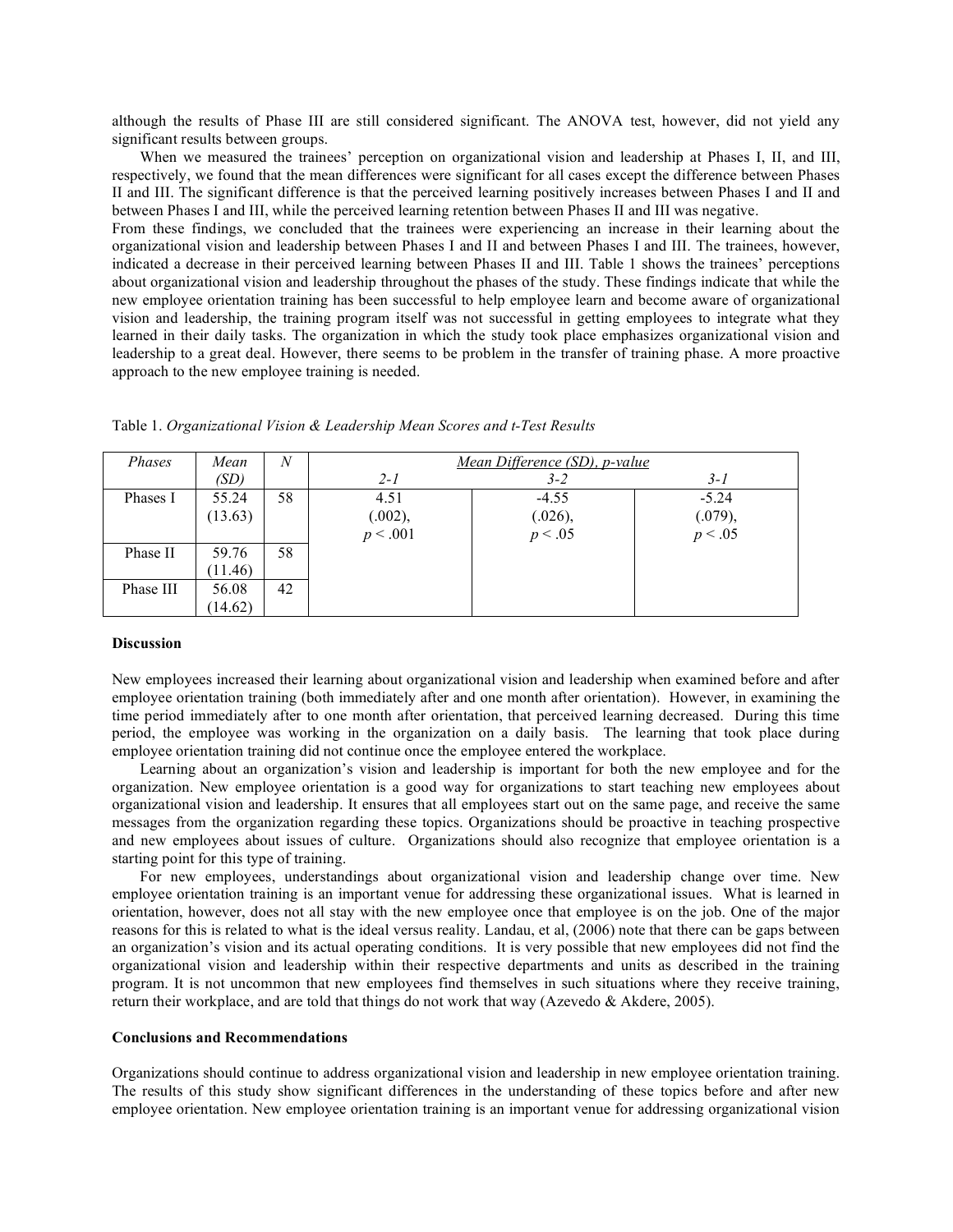although the results of Phase III are still considered significant. The ANOVA test, however, did not yield any significant results between groups.

When we measured the trainees' perception on organizational vision and leadership at Phases I, II, and III, respectively, we found that the mean differences were significant for all cases except the difference between Phases II and III. The significant difference is that the perceived learning positively increases between Phases I and II and between Phases I and III, while the perceived learning retention between Phases II and III was negative.

From these findings, we concluded that the trainees were experiencing an increase in their learning about the organizational vision and leadership between Phases I and II and between Phases I and III. The trainees, however, indicated a decrease in their perceived learning between Phases II and III. Table 1 shows the trainees' perceptions about organizational vision and leadership throughout the phases of the study. These findings indicate that while the new employee orientation training has been successful to help employee learn and become aware of organizational vision and leadership, the training program itself was not successful in getting employees to integrate what they learned in their daily tasks. The organization in which the study took place emphasizes organizational vision and leadership to a great deal. However, there seems to be problem in the transfer of training phase. A more proactive approach to the new employee training is needed.

Table 1. *Organizational Vision & Leadership Mean Scores and t-Test Results*

| *Phases* | *Mean (SD)* | *N* | *Mean Difference (SD), p-value* | | |
|---|---|---|---|---|---|
| | | | *2-1* | *3-2* | *3-1* |
| Phases I | 55.24 (13.63) | 58 | 4.51 (.002), $p < .001$ | -4.55 (.026), $p < .05$ | -5.24 (.079), $p < .05$ |
| Phase II | 59.76 (11.46) | 58 | | | |
| Phase III | 56.08 (14.62) | 42 | | | |

**Discussion**

New employees increased their learning about organizational vision and leadership when examined before and after employee orientation training (both immediately after and one month after orientation). However, in examining the time period immediately after to one month after orientation, that perceived learning decreased. During this time period, the employee was working in the organization on a daily basis. The learning that took place during employee orientation training did not continue once the employee entered the workplace.

Learning about an organization's vision and leadership is important for both the new employee and for the organization. New employee orientation is a good way for organizations to start teaching new employees about organizational vision and leadership. It ensures that all employees start out on the same page, and receive the same messages from the organization regarding these topics. Organizations should be proactive in teaching prospective and new employees about issues of culture. Organizations should also recognize that employee orientation is a starting point for this type of training.

For new employees, understandings about organizational vision and leadership change over time. New employee orientation training is an important venue for addressing these organizational issues. What is learned in orientation, however, does not all stay with the new employee once that employee is on the job. One of the major reasons for this is related to what is the ideal versus reality. Landau, et al, (2006) note that there can be gaps between an organization's vision and its actual operating conditions. It is very possible that new employees did not find the organizational vision and leadership within their respective departments and units as described in the training program. It is not uncommon that new employees find themselves in such situations where they receive training, return their workplace, and are told that things do not work that way (Azevedo & Akdere, 2005).

**Conclusions and Recommendations**

Organizations should continue to address organizational vision and leadership in new employee orientation training. The results of this study show significant differences in the understanding of these topics before and after new employee orientation. New employee orientation training is an important venue for addressing organizational vision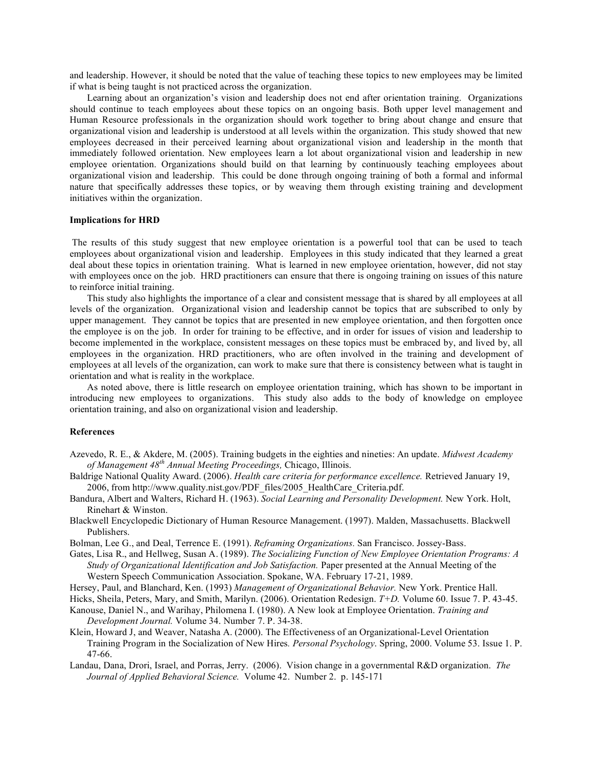and leadership. However, it should be noted that the value of teaching these topics to new employees may be limited if what is being taught is not practiced across the organization.

Learning about an organization's vision and leadership does not end after orientation training. Organizations should continue to teach employees about these topics on an ongoing basis. Both upper level management and Human Resource professionals in the organization should work together to bring about change and ensure that organizational vision and leadership is understood at all levels within the organization. This study showed that new employees decreased in their perceived learning about organizational vision and leadership in the month that immediately followed orientation. New employees learn a lot about organizational vision and leadership in new employee orientation. Organizations should build on that learning by continuously teaching employees about organizational vision and leadership. This could be done through ongoing training of both a formal and informal nature that specifically addresses these topics, or by weaving them through existing training and development initiatives within the organization.

**Implications for HRD**

The results of this study suggest that new employee orientation is a powerful tool that can be used to teach employees about organizational vision and leadership. Employees in this study indicated that they learned a great deal about these topics in orientation training. What is learned in new employee orientation, however, did not stay with employees once on the job. HRD practitioners can ensure that there is ongoing training on issues of this nature to reinforce initial training.

This study also highlights the importance of a clear and consistent message that is shared by all employees at all levels of the organization. Organizational vision and leadership cannot be topics that are subscribed to only by upper management. They cannot be topics that are presented in new employee orientation, and then forgotten once the employee is on the job. In order for training to be effective, and in order for issues of vision and leadership to become implemented in the workplace, consistent messages on these topics must be embraced by, and lived by, all employees in the organization. HRD practitioners, who are often involved in the training and development of employees at all levels of the organization, can work to make sure that there is consistency between what is taught in orientation and what is reality in the workplace.

As noted above, there is little research on employee orientation training, which has shown to be important in introducing new employees to organizations. This study also adds to the body of knowledge on employee orientation training, and also on organizational vision and leadership.

**References**

Azevedo, R. E., & Akdere, M. (2005). Training budgets in the eighties and nineties: An update. *Midwest Academy of Management 48th Annual Meeting Proceedings,* Chicago, Illinois.

Baldrige National Quality Award. (2006). *Health care criteria for performance excellence.* Retrieved January 19, 2006, from http://www.quality.nist.gov/PDF_files/2005_HealthCare_Criteria.pdf.

Bandura, Albert and Walters, Richard H. (1963). *Social Learning and Personality Development.* New York. Holt, Rinehart & Winston.

Blackwell Encyclopedic Dictionary of Human Resource Management. (1997). Malden, Massachusetts. Blackwell Publishers.

Bolman, Lee G., and Deal, Terrence E. (1991). *Reframing Organizations.* San Francisco. Jossey-Bass.

Gates, Lisa R., and Hellweg, Susan A. (1989). *The Socializing Function of New Employee Orientation Programs: A Study of Organizational Identification and Job Satisfaction.* Paper presented at the Annual Meeting of the Western Speech Communication Association. Spokane, WA. February 17-21, 1989.

Hersey, Paul, and Blanchard, Ken. (1993) *Management of Organizational Behavior.* New York. Prentice Hall.

Hicks, Sheila, Peters, Mary, and Smith, Marilyn. (2006). Orientation Redesign. *T+D.* Volume 60. Issue 7. P. 43-45.

Kanouse, Daniel N., and Warihay, Philomena I. (1980). A New look at Employee Orientation. *Training and Development Journal.* Volume 34. Number 7. P. 34-38.

Klein, Howard J, and Weaver, Natasha A. (2000). The Effectiveness of an Organizational-Level Orientation Training Program in the Socialization of New Hires*. Personal Psychology*. Spring, 2000. Volume 53. Issue 1. P. 47-66.

Landau, Dana, Drori, Israel, and Porras, Jerry. (2006). Vision change in a governmental R&D organization. *The Journal of Applied Behavioral Science.* Volume 42. Number 2. p. 145-171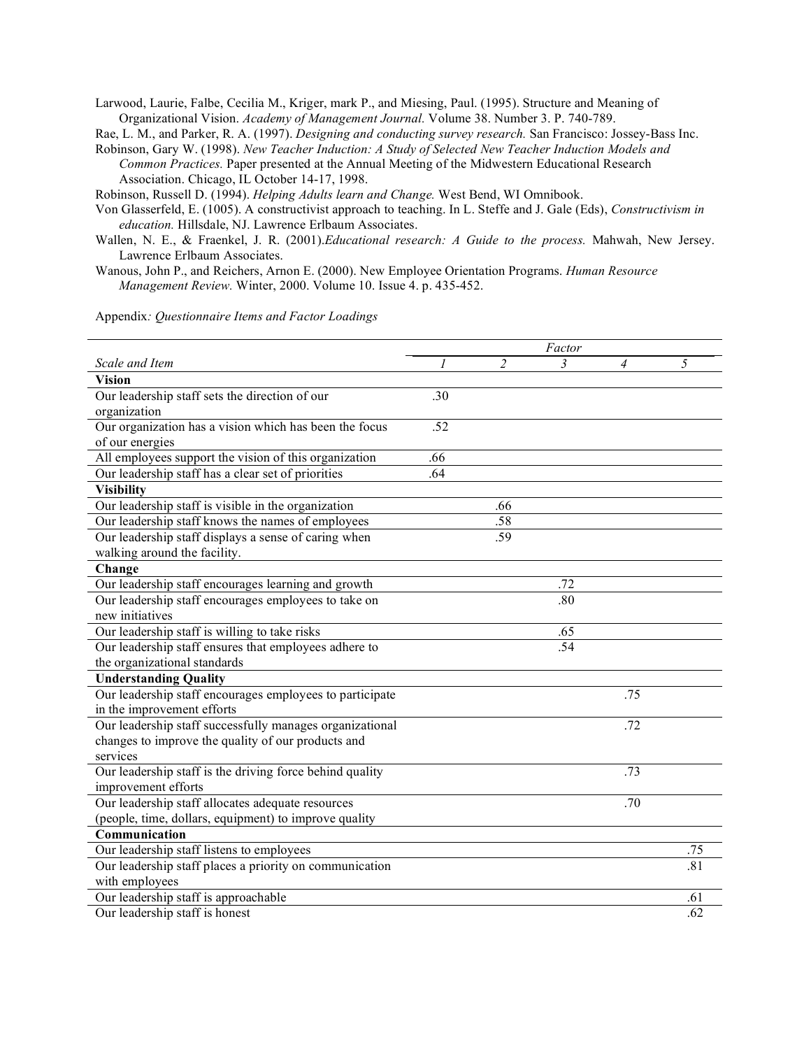Larwood, Laurie, Falbe, Cecilia M., Kriger, mark P., and Miesing, Paul. (1995). Structure and Meaning of Organizational Vision. *Academy of Management Journal.* Volume 38. Number 3. P. 740-789.

Rae, L. M., and Parker, R. A. (1997). *Designing and conducting survey research.* San Francisco: Jossey-Bass Inc.

Robinson, Gary W. (1998). *New Teacher Induction: A Study of Selected New Teacher Induction Models and Common Practices.* Paper presented at the Annual Meeting of the Midwestern Educational Research Association. Chicago, IL October 14-17, 1998.

Robinson, Russell D. (1994). *Helping Adults learn and Change.* West Bend, WI Omnibook.

Von Glasserfeld, E. (1005). A constructivist approach to teaching. In L. Steffe and J. Gale (Eds), *Constructivism in education.* Hillsdale, NJ. Lawrence Erlbaum Associates.

Wallen, N. E., & Fraenkel, J. R. (2001).*Educational research: A Guide to the process.* Mahwah, New Jersey. Lawrence Erlbaum Associates.

Wanous, John P., and Reichers, Arnon E. (2000). New Employee Orientation Programs. *Human Resource Management Review.* Winter, 2000. Volume 10. Issue 4. p. 435-452.

Appendix*: Questionnaire Items and Factor Loadings*

| | *Factor* | | | | |
|---|---|---|---|---|---|
| *Scale and Item* | *1* | *2* | *3* | *4* | *5* |
| **Vision** | | | | | |
| Our leadership staff sets the direction of our organization | .30 | | | | |
| Our organization has a vision which has been the focus of our energies | .52 | | | | |
| All employees support the vision of this organization | .66 | | | | |
| Our leadership staff has a clear set of priorities | .64 | | | | |
| **Visibility** | | | | | |
| Our leadership staff is visible in the organization | | .66 | | | |
| Our leadership staff knows the names of employees | | .58 | | | |
| Our leadership staff displays a sense of caring when walking around the facility. | | .59 | | | |
| **Change** | | | | | |
| Our leadership staff encourages learning and growth | | | .72 | | |
| Our leadership staff encourages employees to take on new initiatives | | | .80 | | |
| Our leadership staff is willing to take risks | | | .65 | | |
| Our leadership staff ensures that employees adhere to the organizational standards | | | .54 | | |
| **Understanding Quality** | | | | | |
| Our leadership staff encourages employees to participate in the improvement efforts | | | | .75 | |
| Our leadership staff successfully manages organizational changes to improve the quality of our products and services | | | | .72 | |
| Our leadership staff is the driving force behind quality improvement efforts | | | | .73 | |
| Our leadership staff allocates adequate resources (people, time, dollars, equipment) to improve quality | | | | .70 | |
| **Communication** | | | | | |
| Our leadership staff listens to employees | | | | | .75 |
| Our leadership staff places a priority on communication with employees | | | | | .81 |
| Our leadership staff is approachable | | | | | .61 |
| Our leadership staff is honest | | | | | .62 |